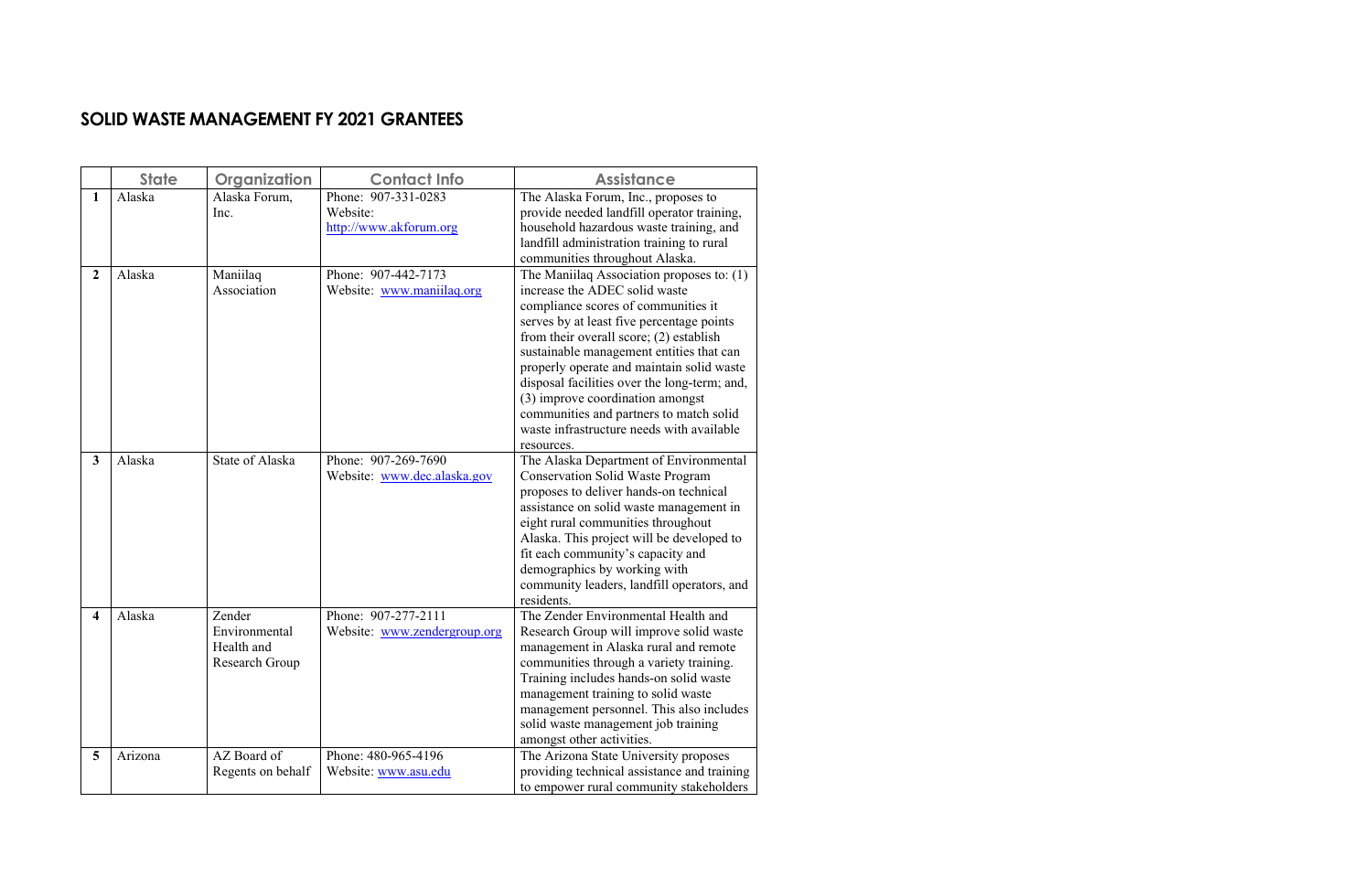# SOLID WASTE MANAGEMENT FY 2021 GRANTEES

| | State | Organization | Contact Info | Assistance |
|---|---|---|---|---|
| 1 | Alaska | Alaska Forum, Inc. | Phone: 907-331-0283<br>Website: http://www.akforum.org | The Alaska Forum, Inc., proposes to provide needed landfill operator training, household hazardous waste training, and landfill administration training to rural communities throughout Alaska. |
| 2 | Alaska | Maniilaq Association | Phone: 907-442-7173<br>Website: www.maniilaq.org | The Maniilaq Association proposes to: (1) increase the ADEC solid waste compliance scores of communities it serves by at least five percentage points from their overall score; (2) establish sustainable management entities that can properly operate and maintain solid waste disposal facilities over the long-term; and, (3) improve coordination amongst communities and partners to match solid waste infrastructure needs with available resources. |
| 3 | Alaska | State of Alaska | Phone: 907-269-7690<br>Website: www.dec.alaska.gov | The Alaska Department of Environmental Conservation Solid Waste Program proposes to deliver hands-on technical assistance on solid waste management in eight rural communities throughout Alaska. This project will be developed to fit each community's capacity and demographics by working with community leaders, landfill operators, and residents. |
| 4 | Alaska | Zender Environmental Health and Research Group | Phone: 907-277-2111<br>Website: www.zendergroup.org | The Zender Environmental Health and Research Group will improve solid waste management in Alaska rural and remote communities through a variety training. Training includes hands-on solid waste management training to solid waste management personnel. This also includes solid waste management job training amongst other activities. |
| 5 | Arizona | AZ Board of Regents on behalf | Phone: 480-965-4196<br>Website: www.asu.edu | The Arizona State University proposes providing technical assistance and training to empower rural community stakeholders |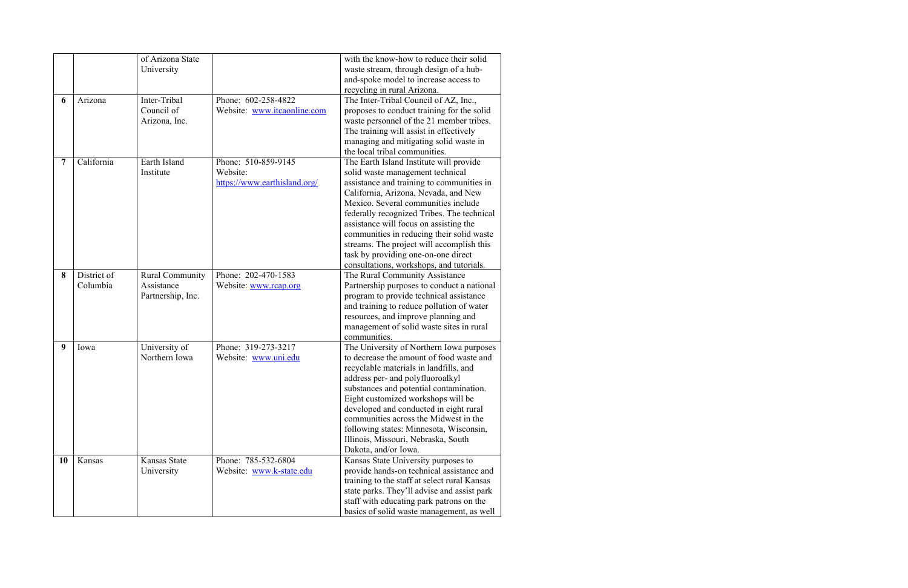| | | | | |
|---|---|---|---|---|
| | | of Arizona State University | | with the know-how to reduce their solid waste stream, through design of a hub-and-spoke model to increase access to recycling in rural Arizona. |
| **6** | Arizona | Inter-Tribal Council of Arizona, Inc. | Phone: 602-258-4822<br>Website: www.itcaonline.com | The Inter-Tribal Council of AZ, Inc., proposes to conduct training for the solid waste personnel of the 21 member tribes. The training will assist in effectively managing and mitigating solid waste in the local tribal communities. |
| **7** | California | Earth Island Institute | Phone: 510-859-9145<br>Website: https://www.earthisland.org/ | The Earth Island Institute will provide solid waste management technical assistance and training to communities in California, Arizona, Nevada, and New Mexico. Several communities include federally recognized Tribes. The technical assistance will focus on assisting the communities in reducing their solid waste streams. The project will accomplish this task by providing one-on-one direct consultations, workshops, and tutorials. |
| **8** | District of Columbia | Rural Community Assistance Partnership, Inc. | Phone: 202-470-1583<br>Website: www.rcap.org | The Rural Community Assistance Partnership purposes to conduct a national program to provide technical assistance and training to reduce pollution of water resources, and improve planning and management of solid waste sites in rural communities. |
| **9** | Iowa | University of Northern Iowa | Phone: 319-273-3217<br>Website: www.uni.edu | The University of Northern Iowa purposes to decrease the amount of food waste and recyclable materials in landfills, and address per- and polyfluoroalkyl substances and potential contamination. Eight customized workshops will be developed and conducted in eight rural communities across the Midwest in the following states: Minnesota, Wisconsin, Illinois, Missouri, Nebraska, South Dakota, and/or Iowa. |
| **10** | Kansas | Kansas State University | Phone: 785-532-6804<br>Website: www.k-state.edu | Kansas State University purposes to provide hands-on technical assistance and training to the staff at select rural Kansas state parks. They'll advise and assist park staff with educating park patrons on the basics of solid waste management, as well |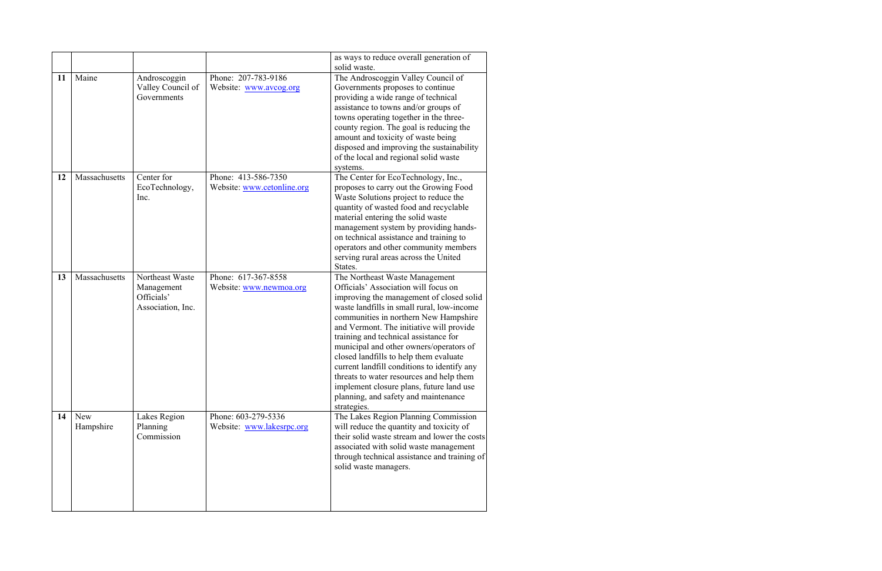| | | | | |
|---|---|---|---|---|
| | | | | as ways to reduce overall generation of solid waste. |
| **11** | Maine | Androscoggin Valley Council of Governments | Phone: 207-783-9186 Website: www.avcog.org | The Androscoggin Valley Council of Governments proposes to continue providing a wide range of technical assistance to towns and/or groups of towns operating together in the three-county region. The goal is reducing the amount and toxicity of waste being disposed and improving the sustainability of the local and regional solid waste systems. |
| **12** | Massachusetts | Center for EcoTechnology, Inc. | Phone: 413-586-7350 Website: www.cetonline.org | The Center for EcoTechnology, Inc., proposes to carry out the Growing Food Waste Solutions project to reduce the quantity of wasted food and recyclable material entering the solid waste management system by providing hands-on technical assistance and training to operators and other community members serving rural areas across the United States. |
| **13** | Massachusetts | Northeast Waste Management Officials' Association, Inc. | Phone: 617-367-8558 Website: www.newmoa.org | The Northeast Waste Management Officials' Association will focus on improving the management of closed solid waste landfills in small rural, low-income communities in northern New Hampshire and Vermont. The initiative will provide training and technical assistance for municipal and other owners/operators of closed landfills to help them evaluate current landfill conditions to identify any threats to water resources and help them implement closure plans, future land use planning, and safety and maintenance strategies. |
| **14** | New Hampshire | Lakes Region Planning Commission | Phone: 603-279-5336 Website: www.lakesrpc.org | The Lakes Region Planning Commission will reduce the quantity and toxicity of their solid waste stream and lower the costs associated with solid waste management through technical assistance and training of solid waste managers. |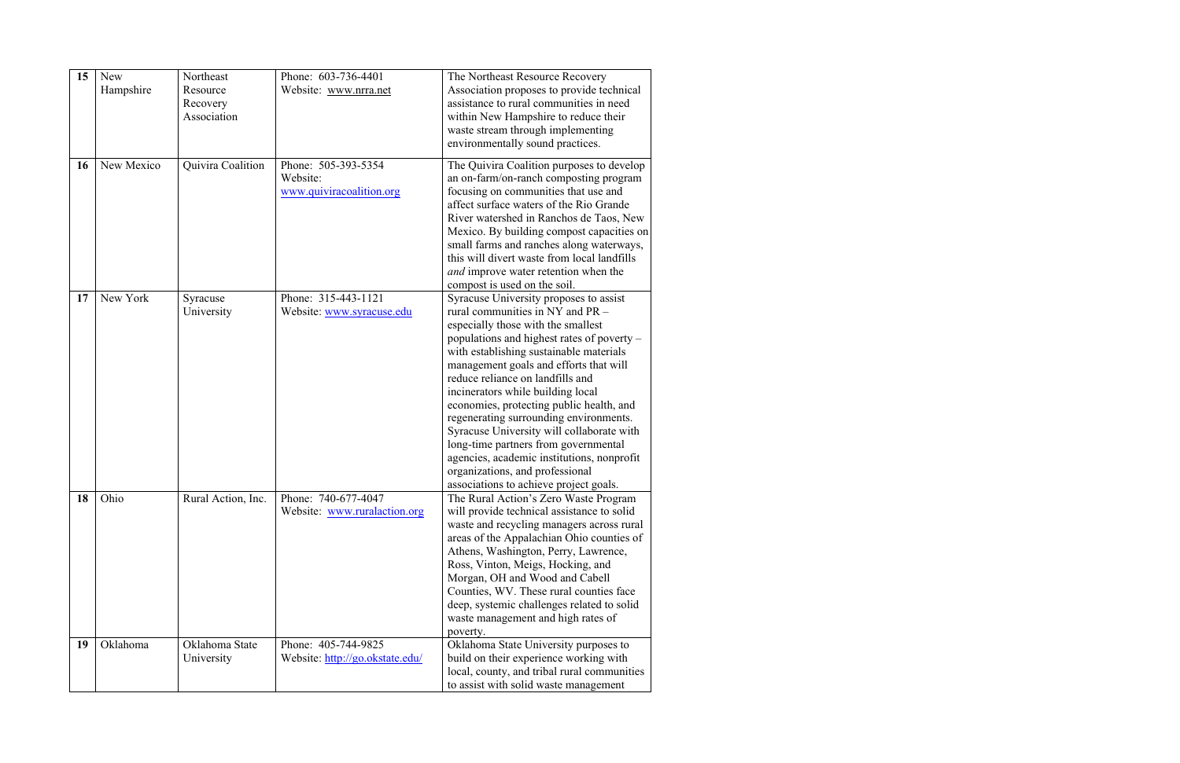| 15 | New Hampshire | Northeast Resource Recovery Association | Phone: 603-736-4401<br>Website: www.nrra.net | The Northeast Resource Recovery Association proposes to provide technical assistance to rural communities in need within New Hampshire to reduce their waste stream through implementing environmentally sound practices. |
|---|---|---|---|---|
| **16** | New Mexico | Quivira Coalition | Phone: 505-393-5354<br>Website: www.quiviracoalition.org | The Quivira Coalition purposes to develop an on-farm/on-ranch composting program focusing on communities that use and affect surface waters of the Rio Grande River watershed in Ranchos de Taos, New Mexico. By building compost capacities on small farms and ranches along waterways, this will divert waste from local landfills *and* improve water retention when the compost is used on the soil. |
| **17** | New York | Syracuse University | Phone: 315-443-1121<br>Website: www.syracuse.edu | Syracuse University proposes to assist rural communities in NY and PR – especially those with the smallest populations and highest rates of poverty – with establishing sustainable materials management goals and efforts that will reduce reliance on landfills and incinerators while building local economies, protecting public health, and regenerating surrounding environments. Syracuse University will collaborate with long-time partners from governmental agencies, academic institutions, nonprofit organizations, and professional associations to achieve project goals. |
| **18** | Ohio | Rural Action, Inc. | Phone: 740-677-4047<br>Website: www.ruralaction.org | The Rural Action's Zero Waste Program will provide technical assistance to solid waste and recycling managers across rural areas of the Appalachian Ohio counties of Athens, Washington, Perry, Lawrence, Ross, Vinton, Meigs, Hocking, and Morgan, OH and Wood and Cabell Counties, WV. These rural counties face deep, systemic challenges related to solid waste management and high rates of poverty. |
| **19** | Oklahoma | Oklahoma State University | Phone: 405-744-9825<br>Website: http://go.okstate.edu/ | Oklahoma State University purposes to build on their experience working with local, county, and tribal rural communities to assist with solid waste management |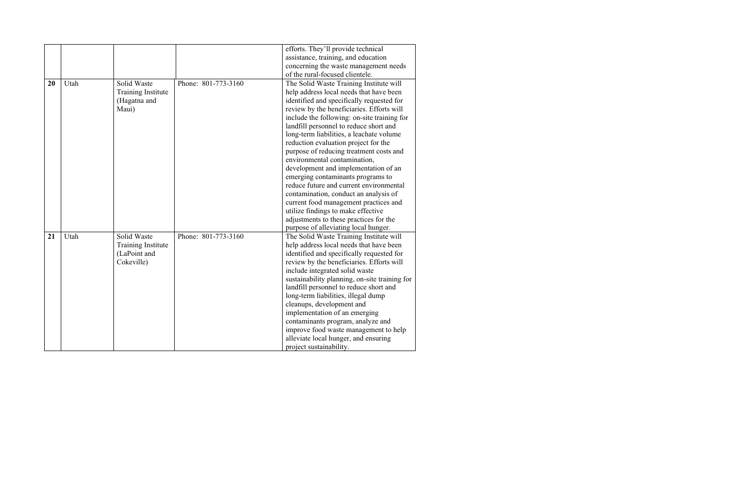| | | | | |
|---|---|---|---|---|
| | | | | efforts. They'll provide technical assistance, training, and education concerning the waste management needs of the rural-focused clientele. |
| **20** | Utah | Solid Waste Training Institute (Hagatna and Maui) | Phone: 801-773-3160 | The Solid Waste Training Institute will help address local needs that have been identified and specifically requested for review by the beneficiaries. Efforts will include the following: on-site training for landfill personnel to reduce short and long-term liabilities, a leachate volume reduction evaluation project for the purpose of reducing treatment costs and environmental contamination, development and implementation of an emerging contaminants programs to reduce future and current environmental contamination, conduct an analysis of current food management practices and utilize findings to make effective adjustments to these practices for the purpose of alleviating local hunger. |
| **21** | Utah | Solid Waste Training Institute (LaPoint and Cokeville) | Phone: 801-773-3160 | The Solid Waste Training Institute will help address local needs that have been identified and specifically requested for review by the beneficiaries. Efforts will include integrated solid waste sustainability planning, on-site training for landfill personnel to reduce short and long-term liabilities, illegal dump cleanups, development and implementation of an emerging contaminants program, analyze and improve food waste management to help alleviate local hunger, and ensuring project sustainability. |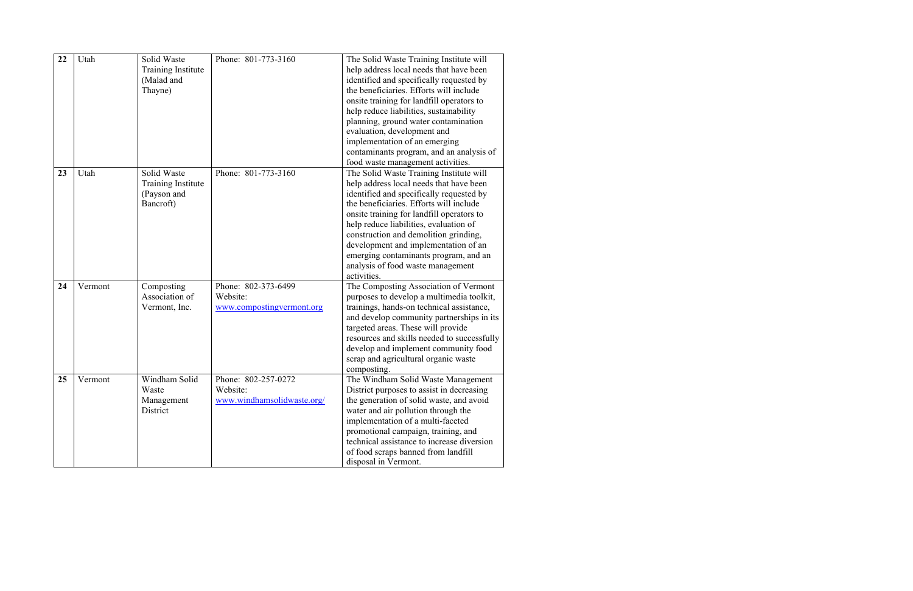| 22 | Utah | Solid Waste Training Institute (Malad and Thayne) | Phone: 801-773-3160 | The Solid Waste Training Institute will help address local needs that have been identified and specifically requested by the beneficiaries. Efforts will include onsite training for landfill operators to help reduce liabilities, sustainability planning, ground water contamination evaluation, development and implementation of an emerging contaminants program, and an analysis of food waste management activities. |
|---|---|---|---|---|
| 23 | Utah | Solid Waste Training Institute (Payson and Bancroft) | Phone: 801-773-3160 | The Solid Waste Training Institute will help address local needs that have been identified and specifically requested by the beneficiaries. Efforts will include onsite training for landfill operators to help reduce liabilities, evaluation of construction and demolition grinding, development and implementation of an emerging contaminants program, and an analysis of food waste management activities. |
| 24 | Vermont | Composting Association of Vermont, Inc. | Phone: 802-373-6499 Website: www.compostingvermont.org | The Composting Association of Vermont purposes to develop a multimedia toolkit, trainings, hands-on technical assistance, and develop community partnerships in its targeted areas. These will provide resources and skills needed to successfully develop and implement community food scrap and agricultural organic waste composting. |
| 25 | Vermont | Windham Solid Waste Management District | Phone: 802-257-0272 Website: www.windhamsolidwaste.org/ | The Windham Solid Waste Management District purposes to assist in decreasing the generation of solid waste, and avoid water and air pollution through the implementation of a multi-faceted promotional campaign, training, and technical assistance to increase diversion of food scraps banned from landfill disposal in Vermont. |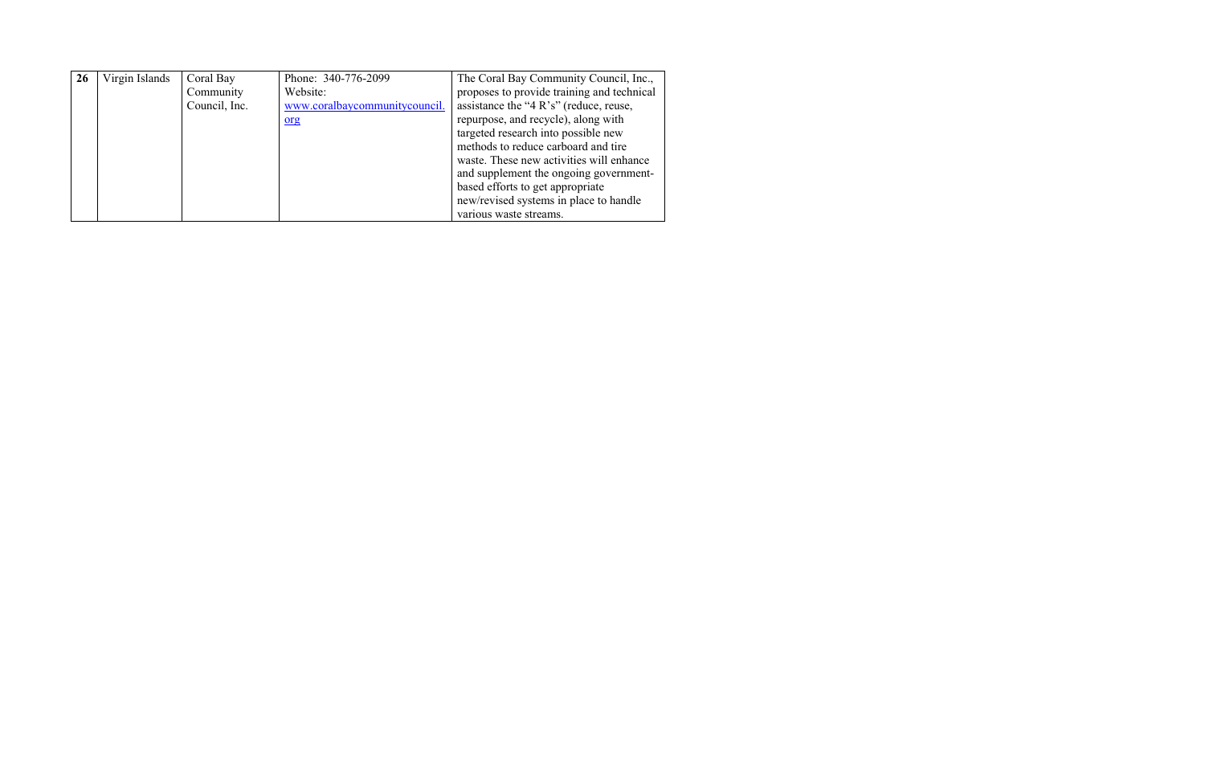| | | | | |
|---|---|---|---|---|
| **26** | Virgin Islands | Coral Bay Community Council, Inc. | Phone: 340-776-2099<br>Website: [www.coralbaycommunitycouncil.org](http://www.coralbaycommunitycouncil.org) | The Coral Bay Community Council, Inc., proposes to provide training and technical assistance the "4 R's" (reduce, reuse, repurpose, and recycle), along with targeted research into possible new methods to reduce carboard and tire waste. These new activities will enhance and supplement the ongoing government-based efforts to get appropriate new/revised systems in place to handle various waste streams. |